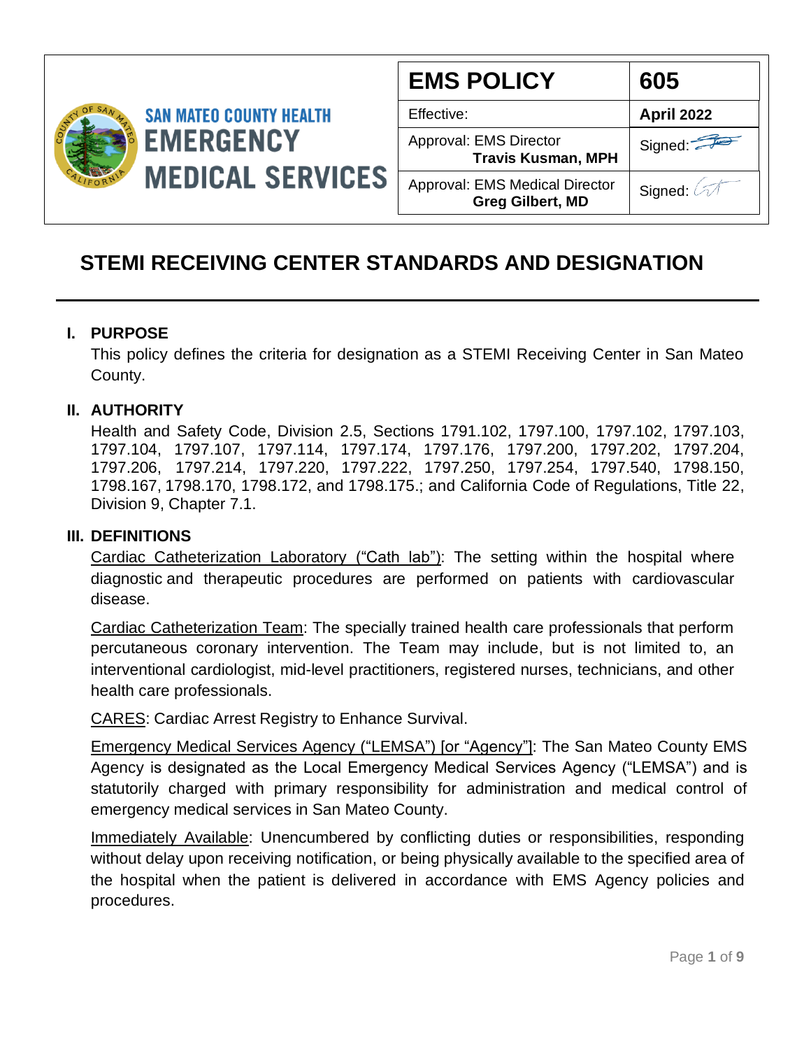SAN MATEO COUNTY HEALTH
EMERGENCY MEDICAL SERVICES

| EMS POLICY | 605 |
|---|---|
| Effective: | April 2022 |
| Approval: EMS Director **Travis Kusman, MPH** | Signed: |
| Approval: EMS Medical Director **Greg Gilbert, MD** | Signed: |

# STEMI RECEIVING CENTER STANDARDS AND DESIGNATION

## I. PURPOSE

This policy defines the criteria for designation as a STEMI Receiving Center in San Mateo County.

## II. AUTHORITY

Health and Safety Code, Division 2.5, Sections 1791.102, 1797.100, 1797.102, 1797.103, 1797.104, 1797.107, 1797.114, 1797.174, 1797.176, 1797.200, 1797.202, 1797.204, 1797.206, 1797.214, 1797.220, 1797.222, 1797.250, 1797.254, 1797.540, 1798.150, 1798.167, 1798.170, 1798.172, and 1798.175.; and California Code of Regulations, Title 22, Division 9, Chapter 7.1.

## III. DEFINITIONS

Cardiac Catheterization Laboratory ("Cath lab"): The setting within the hospital where diagnostic and therapeutic procedures are performed on patients with cardiovascular disease.

Cardiac Catheterization Team: The specially trained health care professionals that perform percutaneous coronary intervention. The Team may include, but is not limited to, an interventional cardiologist, mid-level practitioners, registered nurses, technicians, and other health care professionals.

CARES: Cardiac Arrest Registry to Enhance Survival.

Emergency Medical Services Agency ("LEMSA") [or "Agency"]: The San Mateo County EMS Agency is designated as the Local Emergency Medical Services Agency ("LEMSA") and is statutorily charged with primary responsibility for administration and medical control of emergency medical services in San Mateo County.

Immediately Available: Unencumbered by conflicting duties or responsibilities, responding without delay upon receiving notification, or being physically available to the specified area of the hospital when the patient is delivered in accordance with EMS Agency policies and procedures.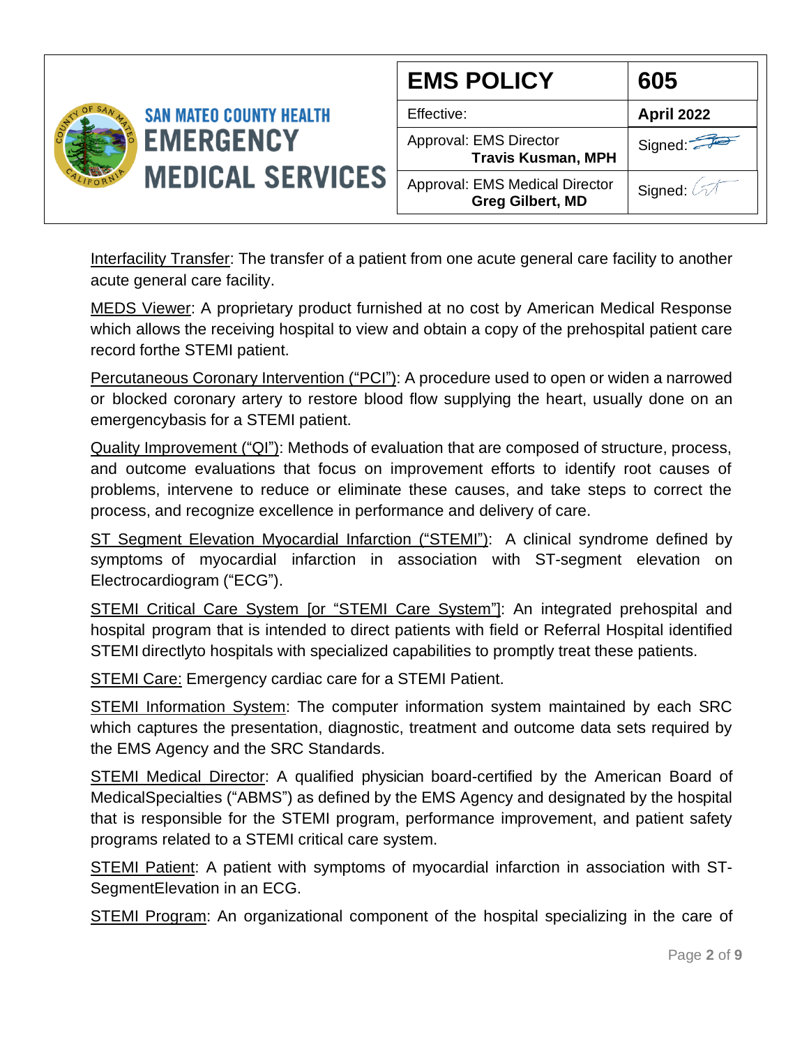Interfacility Transfer: The transfer of a patient from one acute general care facility to another acute general care facility.

MEDS Viewer: A proprietary product furnished at no cost by American Medical Response which allows the receiving hospital to view and obtain a copy of the prehospital patient care record forthe STEMI patient.

Percutaneous Coronary Intervention ("PCI"): A procedure used to open or widen a narrowed or blocked coronary artery to restore blood flow supplying the heart, usually done on an emergencybasis for a STEMI patient.

Quality Improvement ("QI"): Methods of evaluation that are composed of structure, process, and outcome evaluations that focus on improvement efforts to identify root causes of problems, intervene to reduce or eliminate these causes, and take steps to correct the process, and recognize excellence in performance and delivery of care.

ST Segment Elevation Myocardial Infarction ("STEMI"): A clinical syndrome defined by symptoms of myocardial infarction in association with ST-segment elevation on Electrocardiogram ("ECG").

STEMI Critical Care System [or "STEMI Care System"]: An integrated prehospital and hospital program that is intended to direct patients with field or Referral Hospital identified STEMI directlyto hospitals with specialized capabilities to promptly treat these patients.

STEMI Care: Emergency cardiac care for a STEMI Patient.

STEMI Information System: The computer information system maintained by each SRC which captures the presentation, diagnostic, treatment and outcome data sets required by the EMS Agency and the SRC Standards.

STEMI Medical Director: A qualified physician board-certified by the American Board of MedicalSpecialties ("ABMS") as defined by the EMS Agency and designated by the hospital that is responsible for the STEMI program, performance improvement, and patient safety programs related to a STEMI critical care system.

STEMI Patient: A patient with symptoms of myocardial infarction in association with ST-SegmentElevation in an ECG.

STEMI Program: An organizational component of the hospital specializing in the care of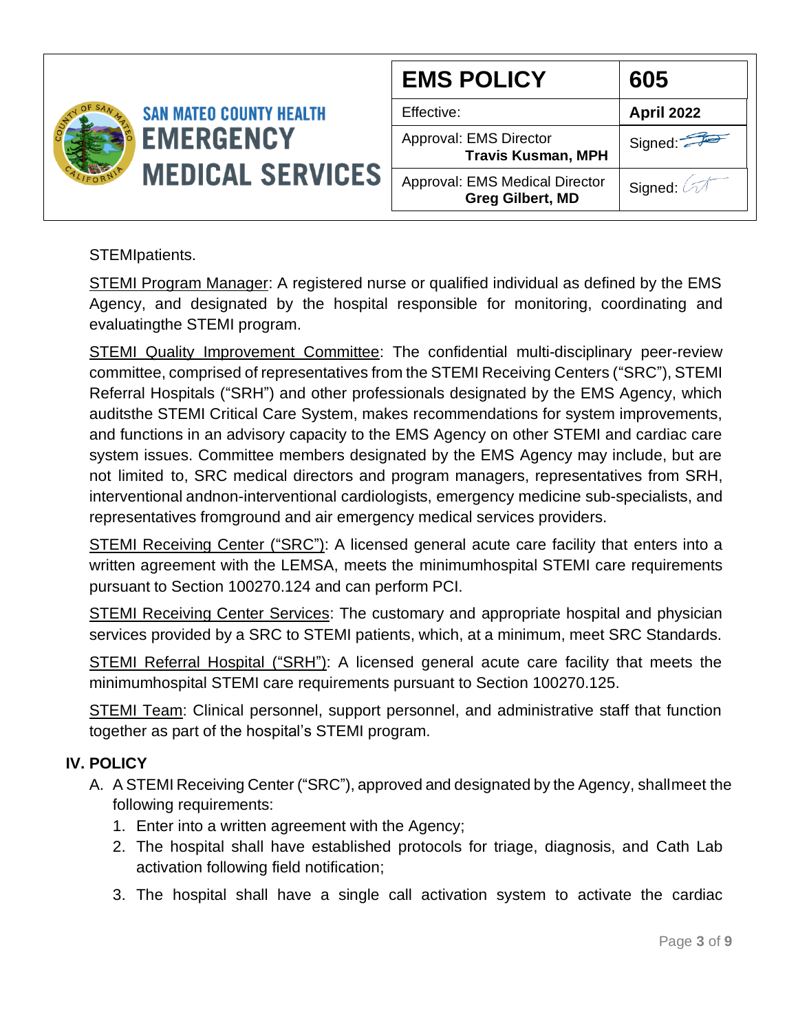STEMIpatients.

STEMI Program Manager: A registered nurse or qualified individual as defined by the EMS Agency, and designated by the hospital responsible for monitoring, coordinating and evaluatingthe STEMI program.

STEMI Quality Improvement Committee: The confidential multi-disciplinary peer-review committee, comprised of representatives from the STEMI Receiving Centers ("SRC"), STEMI Referral Hospitals ("SRH") and other professionals designated by the EMS Agency, which auditsthe STEMI Critical Care System, makes recommendations for system improvements, and functions in an advisory capacity to the EMS Agency on other STEMI and cardiac care system issues. Committee members designated by the EMS Agency may include, but are not limited to, SRC medical directors and program managers, representatives from SRH, interventional andnon-interventional cardiologists, emergency medicine sub-specialists, and representatives fromground and air emergency medical services providers.

STEMI Receiving Center ("SRC"): A licensed general acute care facility that enters into a written agreement with the LEMSA, meets the minimumhospital STEMI care requirements pursuant to Section 100270.124 and can perform PCI.

STEMI Receiving Center Services: The customary and appropriate hospital and physician services provided by a SRC to STEMI patients, which, at a minimum, meet SRC Standards.

STEMI Referral Hospital ("SRH"): A licensed general acute care facility that meets the minimumhospital STEMI care requirements pursuant to Section 100270.125.

STEMI Team: Clinical personnel, support personnel, and administrative staff that function together as part of the hospital's STEMI program.

## IV. POLICY

A. A STEMI Receiving Center ("SRC"), approved and designated by the Agency, shallmeet the following requirements:
   1. Enter into a written agreement with the Agency;
   2. The hospital shall have established protocols for triage, diagnosis, and Cath Lab activation following field notification;
   3. The hospital shall have a single call activation system to activate the cardiac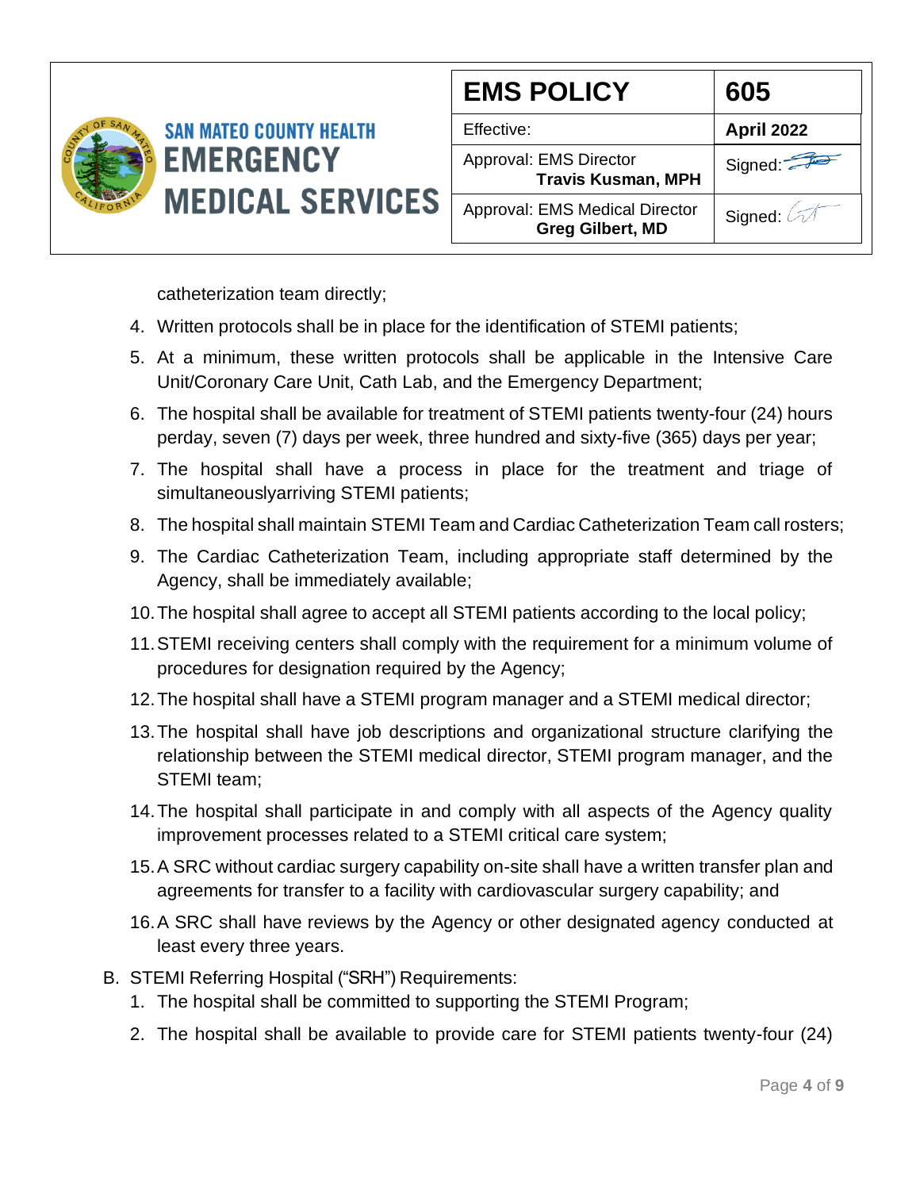catheterization team directly;

4. Written protocols shall be in place for the identification of STEMI patients;
5. At a minimum, these written protocols shall be applicable in the Intensive Care Unit/Coronary Care Unit, Cath Lab, and the Emergency Department;
6. The hospital shall be available for treatment of STEMI patients twenty-four (24) hours perday, seven (7) days per week, three hundred and sixty-five (365) days per year;
7. The hospital shall have a process in place for the treatment and triage of simultaneouslyarriving STEMI patients;
8. The hospital shall maintain STEMI Team and Cardiac Catheterization Team call rosters;
9. The Cardiac Catheterization Team, including appropriate staff determined by the Agency, shall be immediately available;
10. The hospital shall agree to accept all STEMI patients according to the local policy;
11. STEMI receiving centers shall comply with the requirement for a minimum volume of procedures for designation required by the Agency;
12. The hospital shall have a STEMI program manager and a STEMI medical director;
13. The hospital shall have job descriptions and organizational structure clarifying the relationship between the STEMI medical director, STEMI program manager, and the STEMI team;
14. The hospital shall participate in and comply with all aspects of the Agency quality improvement processes related to a STEMI critical care system;
15. A SRC without cardiac surgery capability on-site shall have a written transfer plan and agreements for transfer to a facility with cardiovascular surgery capability; and
16. A SRC shall have reviews by the Agency or other designated agency conducted at least every three years.

B. STEMI Referring Hospital ("SRH") Requirements:
   1. The hospital shall be committed to supporting the STEMI Program;
   2. The hospital shall be available to provide care for STEMI patients twenty-four (24)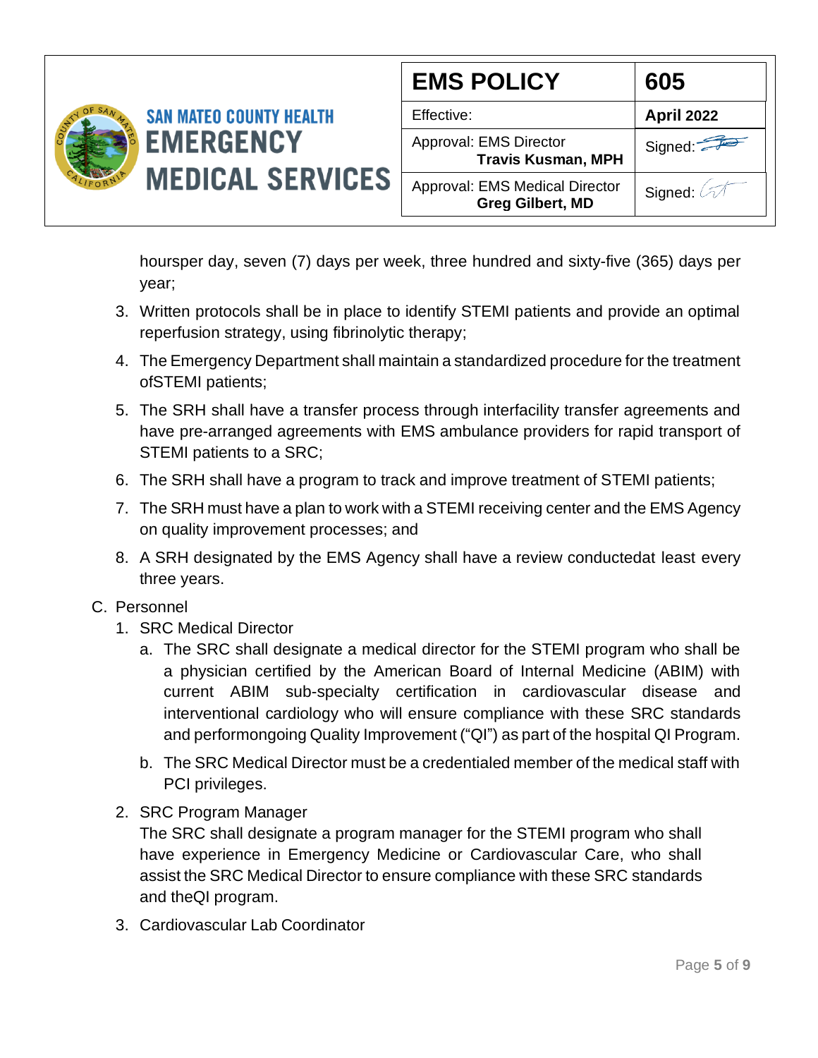hoursper day, seven (7) days per week, three hundred and sixty-five (365) days per year;

3. Written protocols shall be in place to identify STEMI patients and provide an optimal reperfusion strategy, using fibrinolytic therapy;
4. The Emergency Department shall maintain a standardized procedure for the treatment ofSTEMI patients;
5. The SRH shall have a transfer process through interfacility transfer agreements and have pre-arranged agreements with EMS ambulance providers for rapid transport of STEMI patients to a SRC;
6. The SRH shall have a program to track and improve treatment of STEMI patients;
7. The SRH must have a plan to work with a STEMI receiving center and the EMS Agency on quality improvement processes; and
8. A SRH designated by the EMS Agency shall have a review conductedat least every three years.

C. Personnel

1. SRC Medical Director
   a. The SRC shall designate a medical director for the STEMI program who shall be a physician certified by the American Board of Internal Medicine (ABIM) with current ABIM sub-specialty certification in cardiovascular disease and interventional cardiology who will ensure compliance with these SRC standards and performongoing Quality Improvement (“QI”) as part of the hospital QI Program.
   b. The SRC Medical Director must be a credentialed member of the medical staff with PCI privileges.
2. SRC Program Manager
   The SRC shall designate a program manager for the STEMI program who shall have experience in Emergency Medicine or Cardiovascular Care, who shall assist the SRC Medical Director to ensure compliance with these SRC standards and theQI program.
3. Cardiovascular Lab Coordinator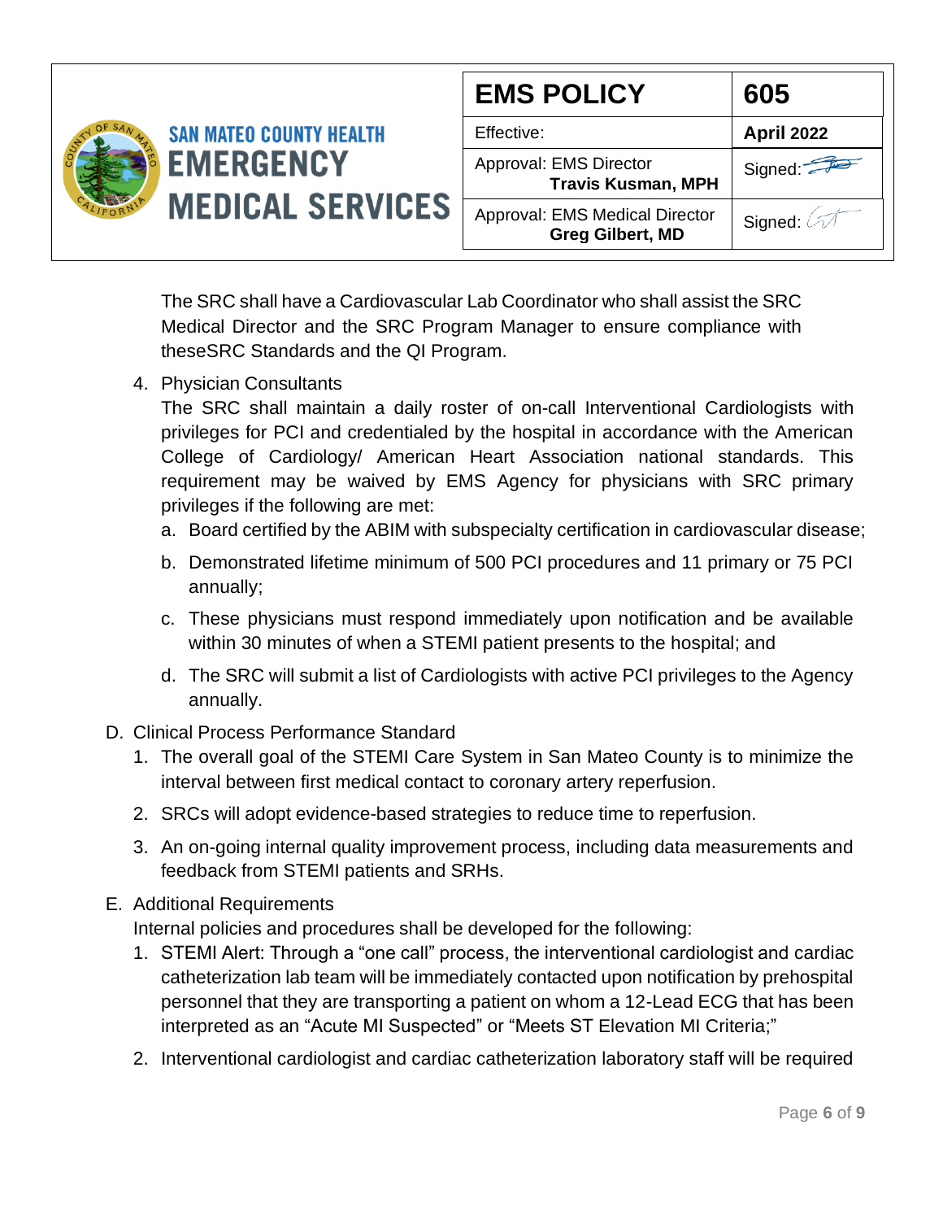The SRC shall have a Cardiovascular Lab Coordinator who shall assist the SRC Medical Director and the SRC Program Manager to ensure compliance with theseSRC Standards and the QI Program.

4. Physician Consultants

   The SRC shall maintain a daily roster of on-call Interventional Cardiologists with privileges for PCI and credentialed by the hospital in accordance with the American College of Cardiology/ American Heart Association national standards. This requirement may be waived by EMS Agency for physicians with SRC primary privileges if the following are met:

   a. Board certified by the ABIM with subspecialty certification in cardiovascular disease;

   b. Demonstrated lifetime minimum of 500 PCI procedures and 11 primary or 75 PCI annually;

   c. These physicians must respond immediately upon notification and be available within 30 minutes of when a STEMI patient presents to the hospital; and

   d. The SRC will submit a list of Cardiologists with active PCI privileges to the Agency annually.

D. Clinical Process Performance Standard

1. The overall goal of the STEMI Care System in San Mateo County is to minimize the interval between first medical contact to coronary artery reperfusion.

2. SRCs will adopt evidence-based strategies to reduce time to reperfusion.

3. An on-going internal quality improvement process, including data measurements and feedback from STEMI patients and SRHs.

E. Additional Requirements

   Internal policies and procedures shall be developed for the following:

1. STEMI Alert: Through a "one call" process, the interventional cardiologist and cardiac catheterization lab team will be immediately contacted upon notification by prehospital personnel that they are transporting a patient on whom a 12-Lead ECG that has been interpreted as an "Acute MI Suspected" or "Meets ST Elevation MI Criteria;"

2. Interventional cardiologist and cardiac catheterization laboratory staff will be required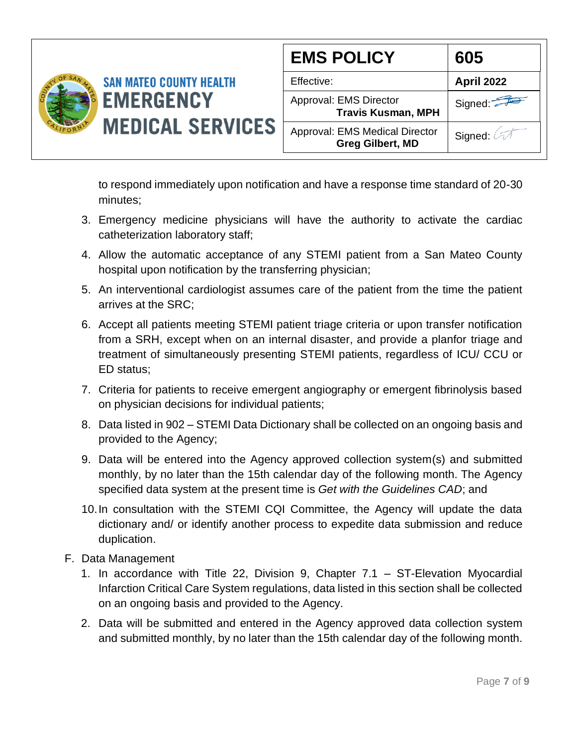to respond immediately upon notification and have a response time standard of 20-30 minutes;

3. Emergency medicine physicians will have the authority to activate the cardiac catheterization laboratory staff;
4. Allow the automatic acceptance of any STEMI patient from a San Mateo County hospital upon notification by the transferring physician;
5. An interventional cardiologist assumes care of the patient from the time the patient arrives at the SRC;
6. Accept all patients meeting STEMI patient triage criteria or upon transfer notification from a SRH, except when on an internal disaster, and provide a planfor triage and treatment of simultaneously presenting STEMI patients, regardless of ICU/ CCU or ED status;
7. Criteria for patients to receive emergent angiography or emergent fibrinolysis based on physician decisions for individual patients;
8. Data listed in 902 – STEMI Data Dictionary shall be collected on an ongoing basis and provided to the Agency;
9. Data will be entered into the Agency approved collection system(s) and submitted monthly, by no later than the 15th calendar day of the following month. The Agency specified data system at the present time is *Get with the Guidelines CAD*; and
10. In consultation with the STEMI CQI Committee, the Agency will update the data dictionary and/ or identify another process to expedite data submission and reduce duplication.

F. Data Management

1. In accordance with Title 22, Division 9, Chapter 7.1 – ST-Elevation Myocardial Infarction Critical Care System regulations, data listed in this section shall be collected on an ongoing basis and provided to the Agency.
2. Data will be submitted and entered in the Agency approved data collection system and submitted monthly, by no later than the 15th calendar day of the following month.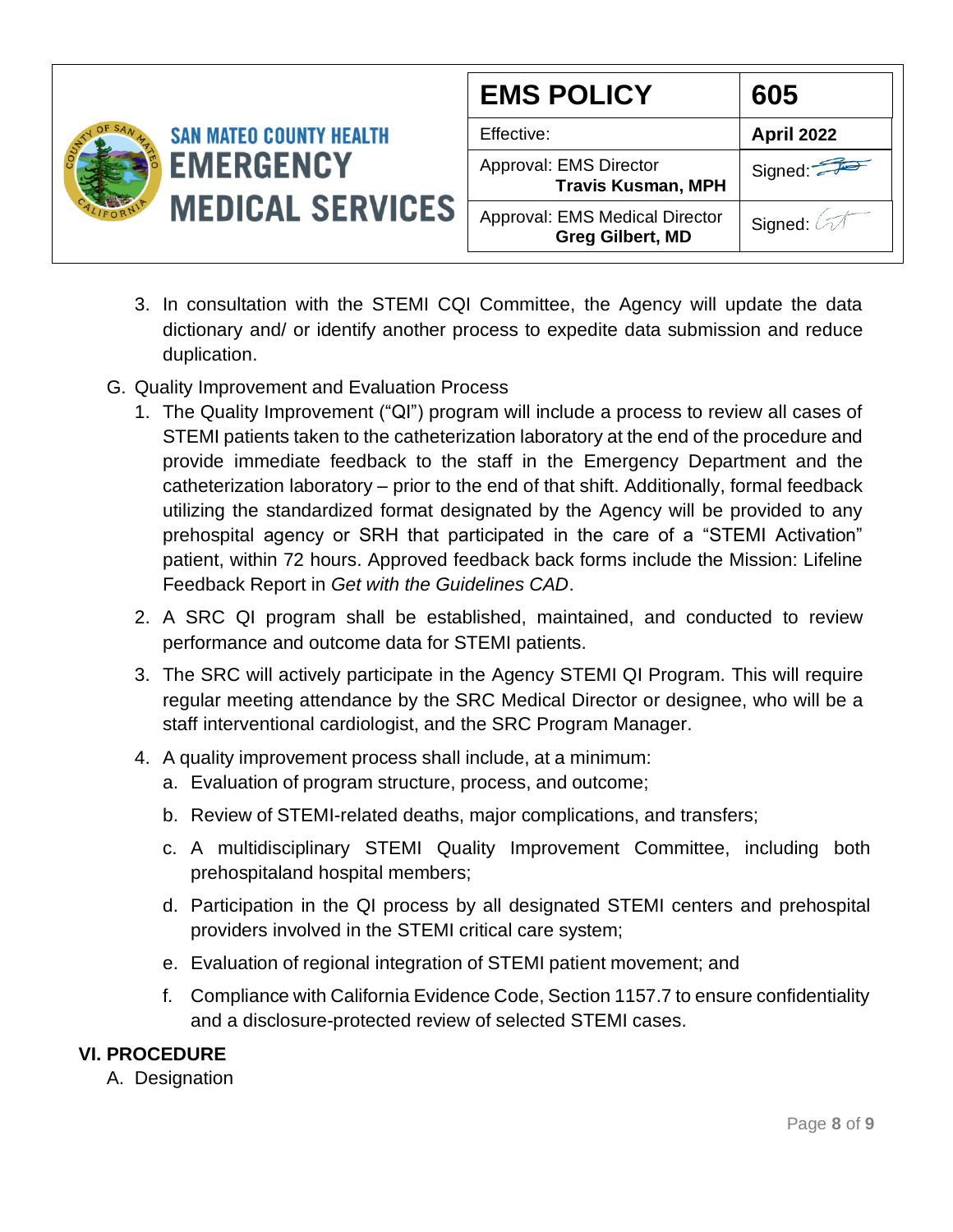3. In consultation with the STEMI CQI Committee, the Agency will update the data dictionary and/ or identify another process to expedite data submission and reduce duplication.

G. Quality Improvement and Evaluation Process

1. The Quality Improvement ("QI") program will include a process to review all cases of STEMI patients taken to the catheterization laboratory at the end of the procedure and provide immediate feedback to the staff in the Emergency Department and the catheterization laboratory – prior to the end of that shift. Additionally, formal feedback utilizing the standardized format designated by the Agency will be provided to any prehospital agency or SRH that participated in the care of a "STEMI Activation" patient, within 72 hours. Approved feedback back forms include the Mission: Lifeline Feedback Report in *Get with the Guidelines CAD*.
2. A SRC QI program shall be established, maintained, and conducted to review performance and outcome data for STEMI patients.
3. The SRC will actively participate in the Agency STEMI QI Program. This will require regular meeting attendance by the SRC Medical Director or designee, who will be a staff interventional cardiologist, and the SRC Program Manager.
4. A quality improvement process shall include, at a minimum:
   a. Evaluation of program structure, process, and outcome;
   b. Review of STEMI-related deaths, major complications, and transfers;
   c. A multidisciplinary STEMI Quality Improvement Committee, including both prehospitaland hospital members;
   d. Participation in the QI process by all designated STEMI centers and prehospital providers involved in the STEMI critical care system;
   e. Evaluation of regional integration of STEMI patient movement; and
   f. Compliance with California Evidence Code, Section 1157.7 to ensure confidentiality and a disclosure-protected review of selected STEMI cases.

## VI. PROCEDURE

A. Designation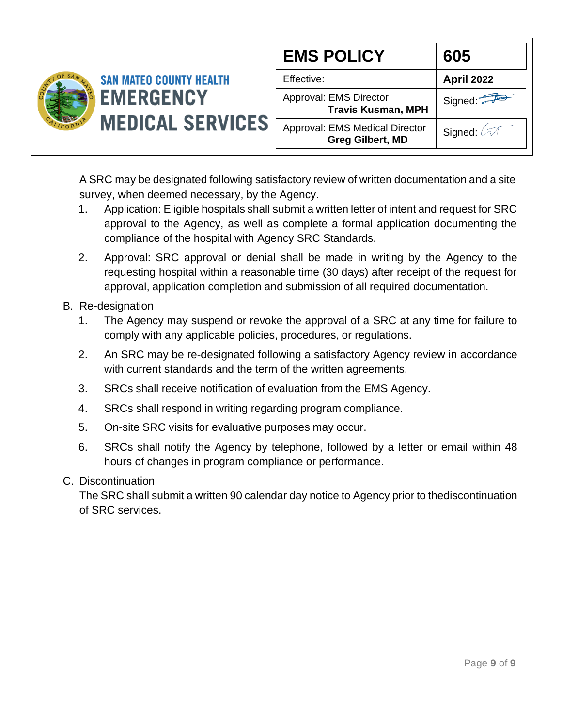A SRC may be designated following satisfactory review of written documentation and a site survey, when deemed necessary, by the Agency.

1. Application: Eligible hospitals shall submit a written letter of intent and request for SRC approval to the Agency, as well as complete a formal application documenting the compliance of the hospital with Agency SRC Standards.
2. Approval: SRC approval or denial shall be made in writing by the Agency to the requesting hospital within a reasonable time (30 days) after receipt of the request for approval, application completion and submission of all required documentation.

B. Re-designation

1. The Agency may suspend or revoke the approval of a SRC at any time for failure to comply with any applicable policies, procedures, or regulations.
2. An SRC may be re-designated following a satisfactory Agency review in accordance with current standards and the term of the written agreements.
3. SRCs shall receive notification of evaluation from the EMS Agency.
4. SRCs shall respond in writing regarding program compliance.
5. On-site SRC visits for evaluative purposes may occur.
6. SRCs shall notify the Agency by telephone, followed by a letter or email within 48 hours of changes in program compliance or performance.

C. Discontinuation

The SRC shall submit a written 90 calendar day notice to Agency prior to thediscontinuation of SRC services.